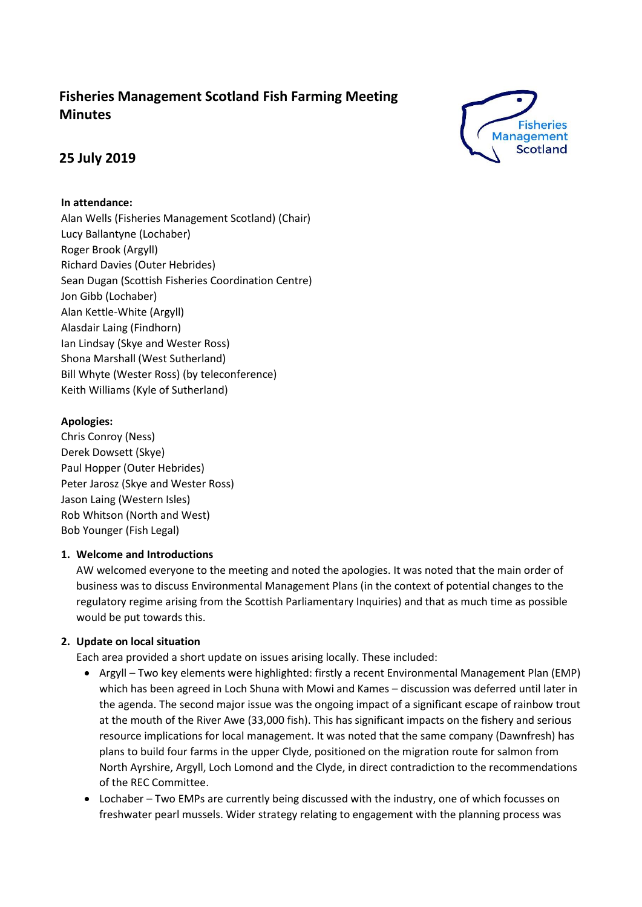# Fisheries Management Scotland Fish Farming Meeting Minutes

## 25 July 2019

**In attendance:**

Alan Wells (Fisheries Management Scotland) (Chair)
Lucy Ballantyne (Lochaber)
Roger Brook (Argyll)
Richard Davies (Outer Hebrides)
Sean Dugan (Scottish Fisheries Coordination Centre)
Jon Gibb (Lochaber)
Alan Kettle-White (Argyll)
Alasdair Laing (Findhorn)
Ian Lindsay (Skye and Wester Ross)
Shona Marshall (West Sutherland)
Bill Whyte (Wester Ross) (by teleconference)
Keith Williams (Kyle of Sutherland)

**Apologies:**

Chris Conroy (Ness)
Derek Dowsett (Skye)
Paul Hopper (Outer Hebrides)
Peter Jarosz (Skye and Wester Ross)
Jason Laing (Western Isles)
Rob Whitson (North and West)
Bob Younger (Fish Legal)

1. **Welcome and Introductions**

   AW welcomed everyone to the meeting and noted the apologies. It was noted that the main order of business was to discuss Environmental Management Plans (in the context of potential changes to the regulatory regime arising from the Scottish Parliamentary Inquiries) and that as much time as possible would be put towards this.

2. **Update on local situation**

   Each area provided a short update on issues arising locally. These included:

   - Argyll – Two key elements were highlighted: firstly a recent Environmental Management Plan (EMP) which has been agreed in Loch Shuna with Mowi and Kames – discussion was deferred until later in the agenda. The second major issue was the ongoing impact of a significant escape of rainbow trout at the mouth of the River Awe (33,000 fish). This has significant impacts on the fishery and serious resource implications for local management. It was noted that the same company (Dawnfresh) has plans to build four farms in the upper Clyde, positioned on the migration route for salmon from North Ayrshire, Argyll, Loch Lomond and the Clyde, in direct contradiction to the recommendations of the REC Committee.
   - Lochaber – Two EMPs are currently being discussed with the industry, one of which focusses on freshwater pearl mussels. Wider strategy relating to engagement with the planning process was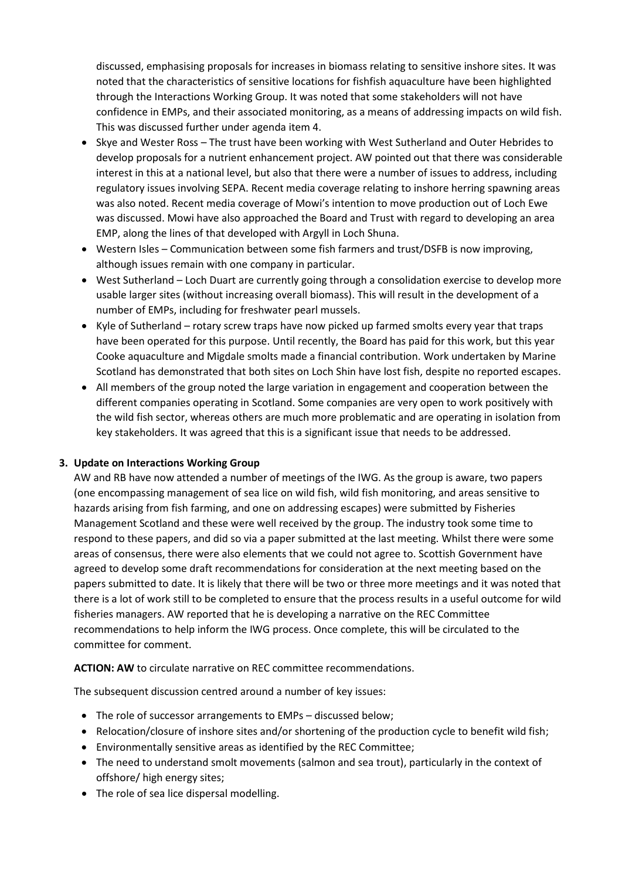discussed, emphasising proposals for increases in biomass relating to sensitive inshore sites. It was noted that the characteristics of sensitive locations for fishfish aquaculture have been highlighted through the Interactions Working Group. It was noted that some stakeholders will not have confidence in EMPs, and their associated monitoring, as a means of addressing impacts on wild fish. This was discussed further under agenda item 4.

- Skye and Wester Ross – The trust have been working with West Sutherland and Outer Hebrides to develop proposals for a nutrient enhancement project. AW pointed out that there was considerable interest in this at a national level, but also that there were a number of issues to address, including regulatory issues involving SEPA. Recent media coverage relating to inshore herring spawning areas was also noted. Recent media coverage of Mowi's intention to move production out of Loch Ewe was discussed. Mowi have also approached the Board and Trust with regard to developing an area EMP, along the lines of that developed with Argyll in Loch Shuna.
- Western Isles – Communication between some fish farmers and trust/DSFB is now improving, although issues remain with one company in particular.
- West Sutherland – Loch Duart are currently going through a consolidation exercise to develop more usable larger sites (without increasing overall biomass). This will result in the development of a number of EMPs, including for freshwater pearl mussels.
- Kyle of Sutherland – rotary screw traps have now picked up farmed smolts every year that traps have been operated for this purpose. Until recently, the Board has paid for this work, but this year Cooke aquaculture and Migdale smolts made a financial contribution. Work undertaken by Marine Scotland has demonstrated that both sites on Loch Shin have lost fish, despite no reported escapes.
- All members of the group noted the large variation in engagement and cooperation between the different companies operating in Scotland. Some companies are very open to work positively with the wild fish sector, whereas others are much more problematic and are operating in isolation from key stakeholders. It was agreed that this is a significant issue that needs to be addressed.

### 3. Update on Interactions Working Group

AW and RB have now attended a number of meetings of the IWG. As the group is aware, two papers (one encompassing management of sea lice on wild fish, wild fish monitoring, and areas sensitive to hazards arising from fish farming, and one on addressing escapes) were submitted by Fisheries Management Scotland and these were well received by the group. The industry took some time to respond to these papers, and did so via a paper submitted at the last meeting. Whilst there were some areas of consensus, there were also elements that we could not agree to. Scottish Government have agreed to develop some draft recommendations for consideration at the next meeting based on the papers submitted to date. It is likely that there will be two or three more meetings and it was noted that there is a lot of work still to be completed to ensure that the process results in a useful outcome for wild fisheries managers. AW reported that he is developing a narrative on the REC Committee recommendations to help inform the IWG process. Once complete, this will be circulated to the committee for comment.

**ACTION: AW** to circulate narrative on REC committee recommendations.

The subsequent discussion centred around a number of key issues:

- The role of successor arrangements to EMPs – discussed below;
- Relocation/closure of inshore sites and/or shortening of the production cycle to benefit wild fish;
- Environmentally sensitive areas as identified by the REC Committee;
- The need to understand smolt movements (salmon and sea trout), particularly in the context of offshore/ high energy sites;
- The role of sea lice dispersal modelling.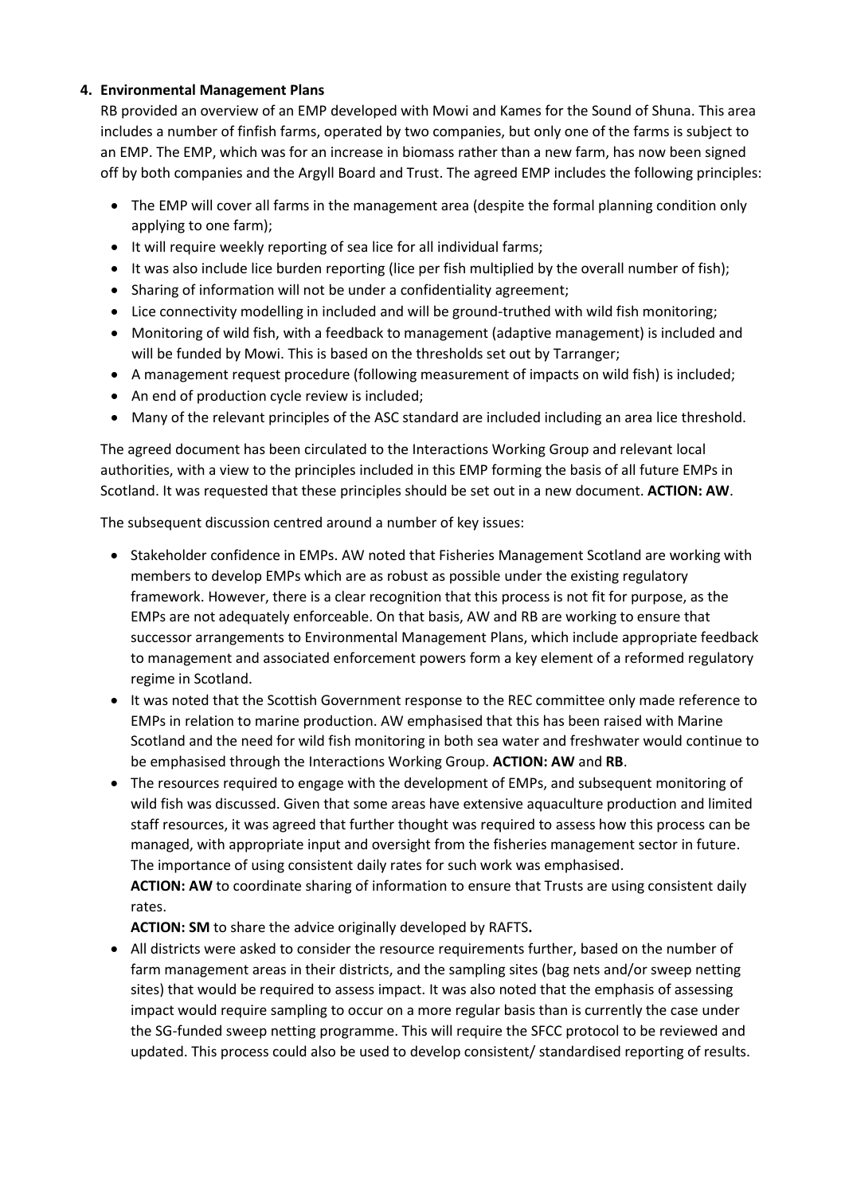**4. Environmental Management Plans**

RB provided an overview of an EMP developed with Mowi and Kames for the Sound of Shuna. This area includes a number of finfish farms, operated by two companies, but only one of the farms is subject to an EMP. The EMP, which was for an increase in biomass rather than a new farm, has now been signed off by both companies and the Argyll Board and Trust. The agreed EMP includes the following principles:

- The EMP will cover all farms in the management area (despite the formal planning condition only applying to one farm);
- It will require weekly reporting of sea lice for all individual farms;
- It was also include lice burden reporting (lice per fish multiplied by the overall number of fish);
- Sharing of information will not be under a confidentiality agreement;
- Lice connectivity modelling in included and will be ground-truthed with wild fish monitoring;
- Monitoring of wild fish, with a feedback to management (adaptive management) is included and will be funded by Mowi. This is based on the thresholds set out by Tarranger;
- A management request procedure (following measurement of impacts on wild fish) is included;
- An end of production cycle review is included;
- Many of the relevant principles of the ASC standard are included including an area lice threshold.

The agreed document has been circulated to the Interactions Working Group and relevant local authorities, with a view to the principles included in this EMP forming the basis of all future EMPs in Scotland. It was requested that these principles should be set out in a new document. **ACTION: AW**.

The subsequent discussion centred around a number of key issues:

- Stakeholder confidence in EMPs. AW noted that Fisheries Management Scotland are working with members to develop EMPs which are as robust as possible under the existing regulatory framework. However, there is a clear recognition that this process is not fit for purpose, as the EMPs are not adequately enforceable. On that basis, AW and RB are working to ensure that successor arrangements to Environmental Management Plans, which include appropriate feedback to management and associated enforcement powers form a key element of a reformed regulatory regime in Scotland.
- It was noted that the Scottish Government response to the REC committee only made reference to EMPs in relation to marine production. AW emphasised that this has been raised with Marine Scotland and the need for wild fish monitoring in both sea water and freshwater would continue to be emphasised through the Interactions Working Group. **ACTION: AW** and **RB**.
- The resources required to engage with the development of EMPs, and subsequent monitoring of wild fish was discussed. Given that some areas have extensive aquaculture production and limited staff resources, it was agreed that further thought was required to assess how this process can be managed, with appropriate input and oversight from the fisheries management sector in future. The importance of using consistent daily rates for such work was emphasised.
  **ACTION: AW** to coordinate sharing of information to ensure that Trusts are using consistent daily rates.
  **ACTION: SM** to share the advice originally developed by RAFTS**.**
- All districts were asked to consider the resource requirements further, based on the number of farm management areas in their districts, and the sampling sites (bag nets and/or sweep netting sites) that would be required to assess impact. It was also noted that the emphasis of assessing impact would require sampling to occur on a more regular basis than is currently the case under the SG-funded sweep netting programme. This will require the SFCC protocol to be reviewed and updated. This process could also be used to develop consistent/ standardised reporting of results.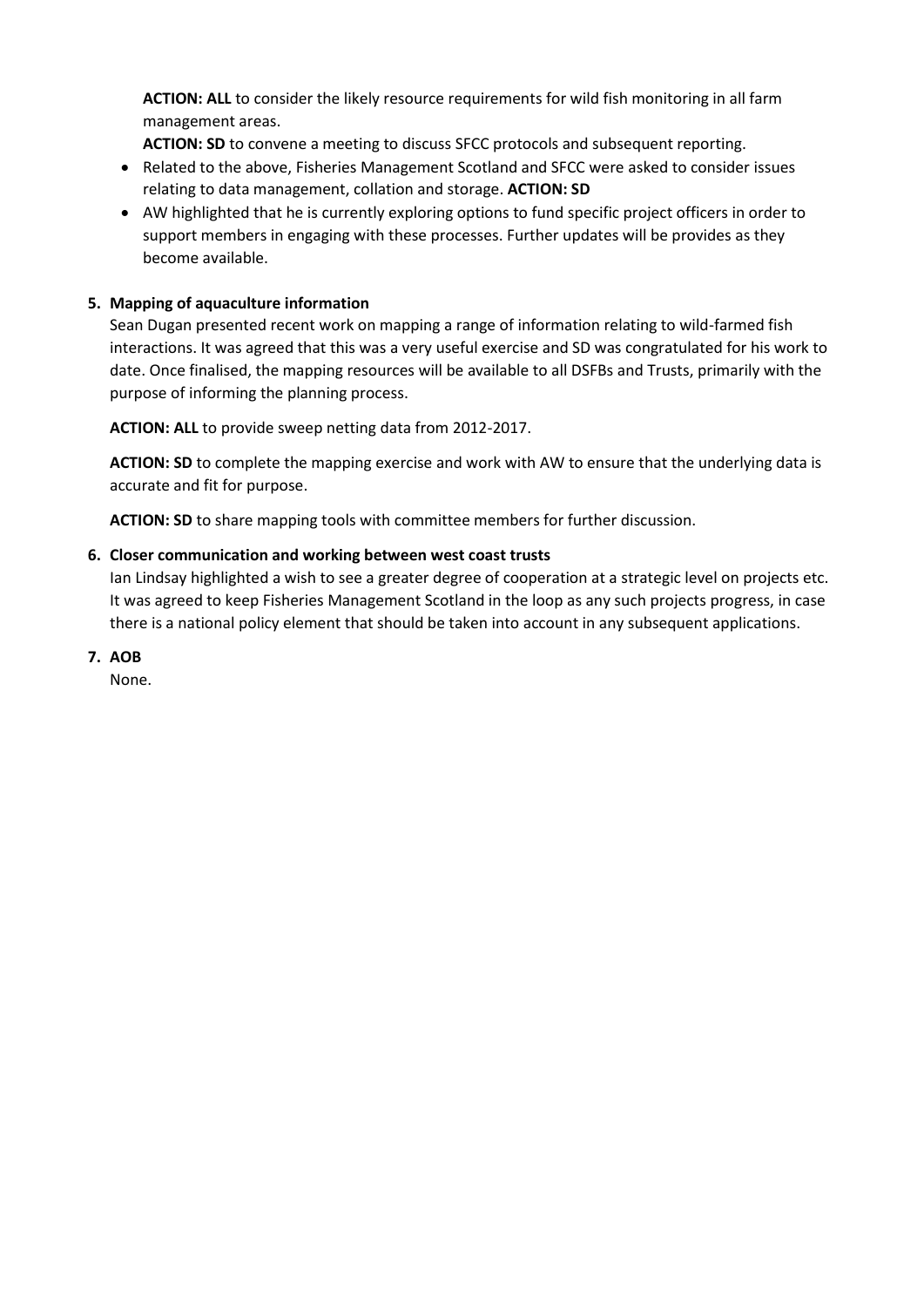**ACTION: ALL** to consider the likely resource requirements for wild fish monitoring in all farm management areas.

**ACTION: SD** to convene a meeting to discuss SFCC protocols and subsequent reporting.

- Related to the above, Fisheries Management Scotland and SFCC were asked to consider issues relating to data management, collation and storage. **ACTION: SD**
- AW highlighted that he is currently exploring options to fund specific project officers in order to support members in engaging with these processes. Further updates will be provides as they become available.

**5. Mapping of aquaculture information**

Sean Dugan presented recent work on mapping a range of information relating to wild-farmed fish interactions. It was agreed that this was a very useful exercise and SD was congratulated for his work to date. Once finalised, the mapping resources will be available to all DSFBs and Trusts, primarily with the purpose of informing the planning process.

**ACTION: ALL** to provide sweep netting data from 2012-2017.

**ACTION: SD** to complete the mapping exercise and work with AW to ensure that the underlying data is accurate and fit for purpose.

**ACTION: SD** to share mapping tools with committee members for further discussion.

**6. Closer communication and working between west coast trusts**

Ian Lindsay highlighted a wish to see a greater degree of cooperation at a strategic level on projects etc. It was agreed to keep Fisheries Management Scotland in the loop as any such projects progress, in case there is a national policy element that should be taken into account in any subsequent applications.

**7. AOB**

None.